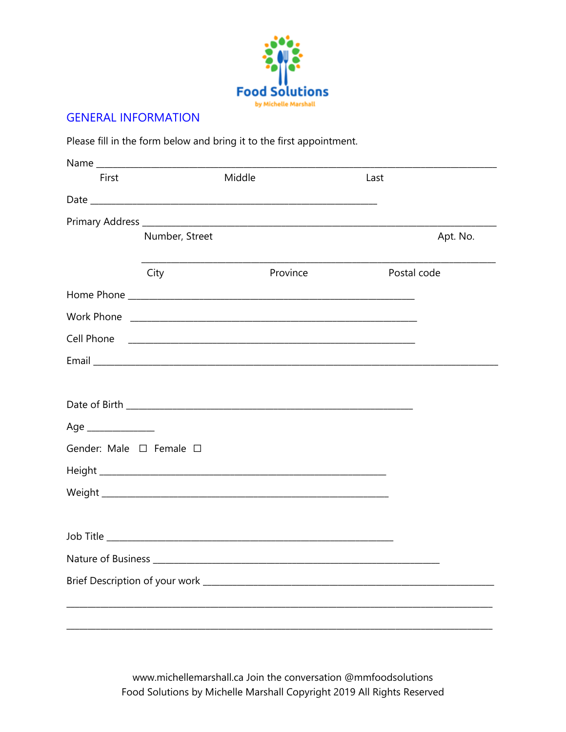Food Solutions

by Michelle Marshall

## GENERAL INFORMATION

Please fill in the form below and bring it to the first appointment.

Name ___________________________________________________________________________

First Middle Last

Date ______________________________________________________

Primary Address ___________________________________________________________________

Number, Street Apt. No.

___________________________________________________________________

City Province Postal code

Home Phone ______________________________________________________

Work Phone ______________________________________________________

Cell Phone ______________________________________________________

Email ___________________________________________________________________________

Date of Birth ______________________________________________________

Age _____________

Gender: Male ☐ Female ☐

Height ______________________________________________________

Weight ______________________________________________________

Job Title ______________________________________________________

Nature of Business ______________________________________________________

Brief Description of your work _______________________________________________________

_______________________________________________________________________________

_______________________________________________________________________________

www.michellemarshall.ca Join the conversation @mmfoodsolutions

Food Solutions by Michelle Marshall Copyright 2019 All Rights Reserved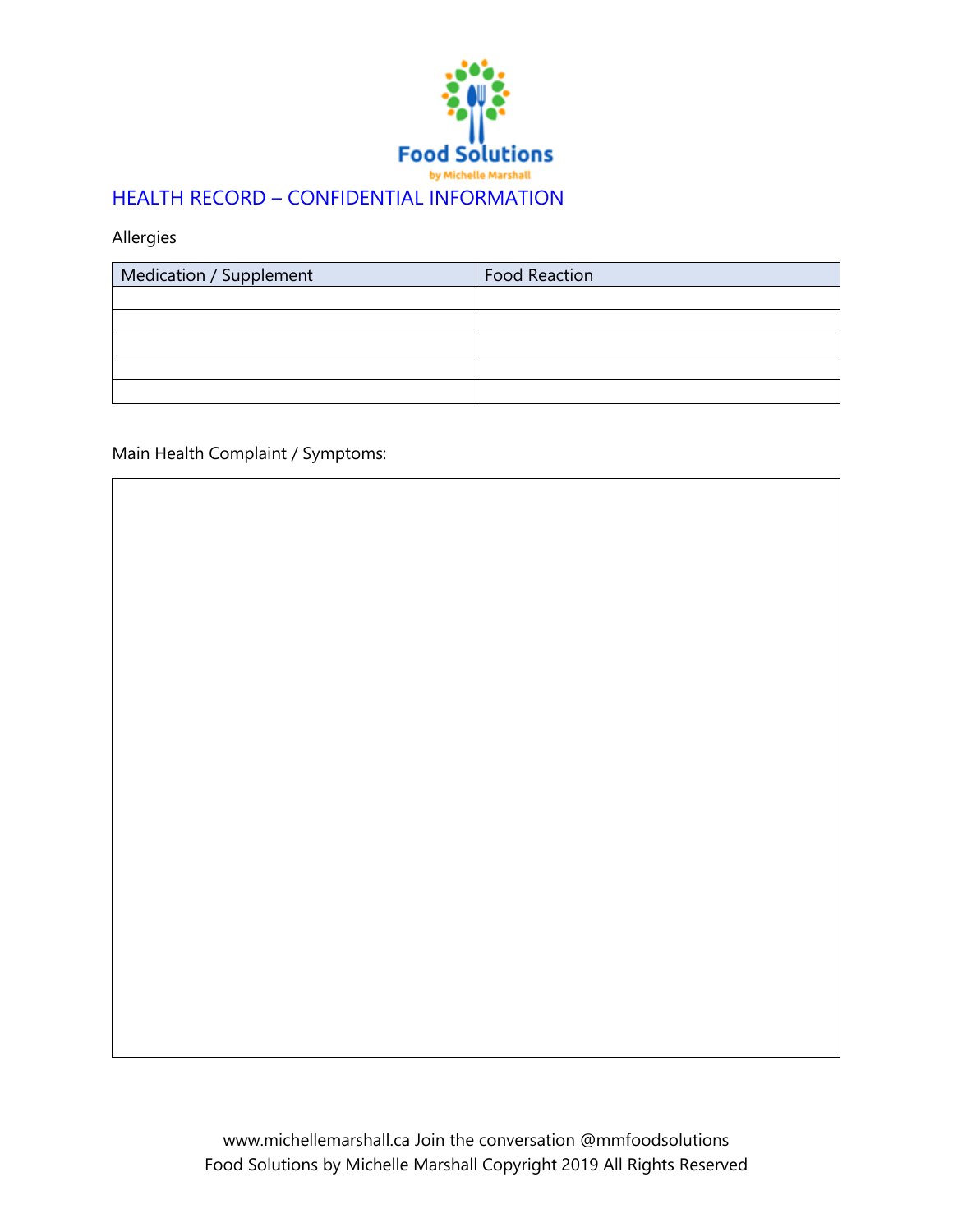Food Solutions

by Michelle Marshall

## HEALTH RECORD – CONFIDENTIAL INFORMATION

Allergies

| Medication / Supplement | Food Reaction |
| --- | --- |
| | |
| | |
| | |
| | |
| | |

Main Health Complaint / Symptoms:

www.michellemarshall.ca Join the conversation @mmfoodsolutions
Food Solutions by Michelle Marshall Copyright 2019 All Rights Reserved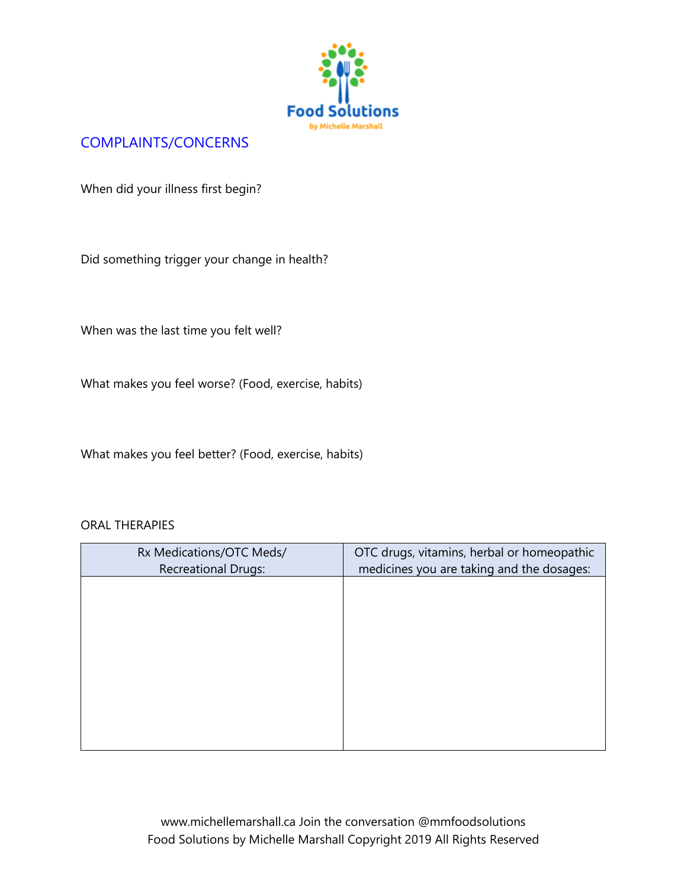## COMPLAINTS/CONCERNS

When did your illness first begin?

Did something trigger your change in health?

When was the last time you felt well?

What makes you feel worse? (Food, exercise, habits)

What makes you feel better? (Food, exercise, habits)

ORAL THERAPIES

| Rx Medications/OTC Meds/ Recreational Drugs: | OTC drugs, vitamins, herbal or homeopathic medicines you are taking and the dosages: |
| --- | --- |
| | |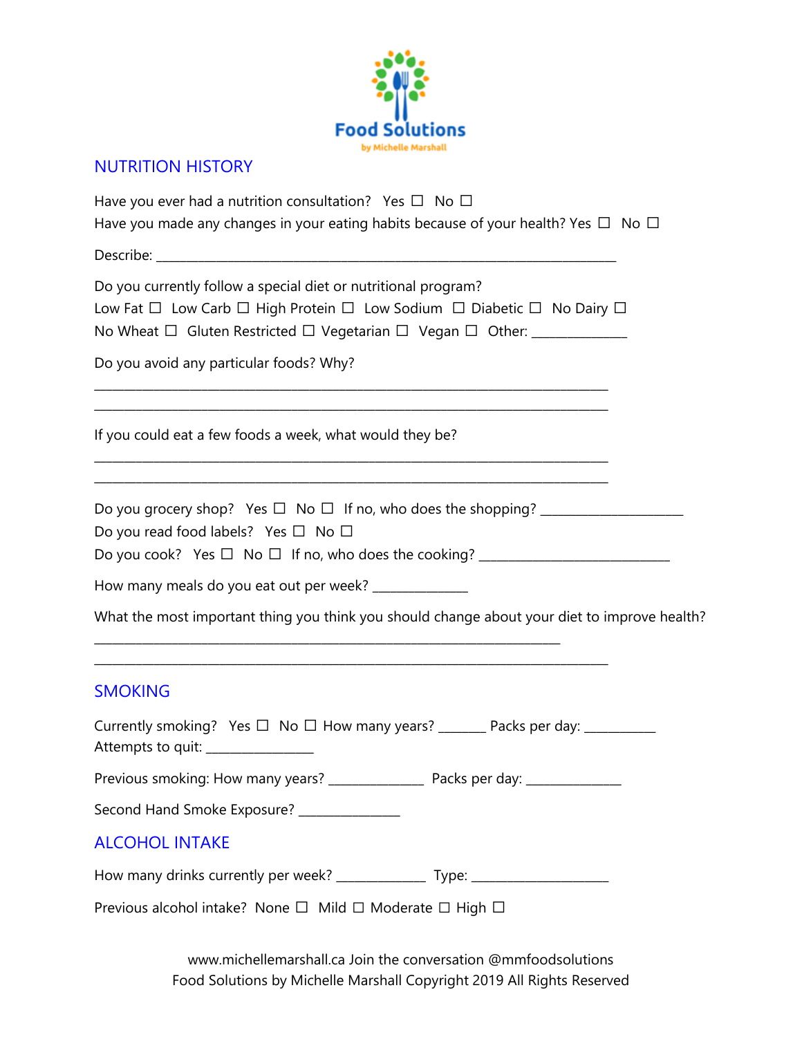Food Solutions

by Michelle Marshall

## NUTRITION HISTORY

Have you ever had a nutrition consultation? Yes ☐ No ☐

Have you made any changes in your eating habits because of your health? Yes ☐ No ☐

Describe: ______________________________________________________________________

Do you currently follow a special diet or nutritional program?

Low Fat ☐ Low Carb ☐ High Protein ☐ Low Sodium ☐ Diabetic ☐ No Dairy ☐

No Wheat ☐ Gluten Restricted ☐ Vegetarian ☐ Vegan ☐ Other: ______________

Do you avoid any particular foods? Why?

________________________________________________________________________________

________________________________________________________________________________

If you could eat a few foods a week, what would they be?

________________________________________________________________________________

________________________________________________________________________________

Do you grocery shop? Yes ☐ No ☐ If no, who does the shopping? _____________________

Do you read food labels? Yes ☐ No ☐

Do you cook? Yes ☐ No ☐ If no, who does the cooking? ____________________________

How many meals do you eat out per week? ______________

What the most important thing you think you should change about your diet to improve health?

_________________________________________________________________________

________________________________________________________________________________

## SMOKING

Currently smoking? Yes ☐ No ☐ How many years? _______ Packs per day: ___________

Attempts to quit: ________________

Previous smoking: How many years? ______________ Packs per day: ______________

Second Hand Smoke Exposure? _______________

## ALCOHOL INTAKE

How many drinks currently per week? _____________ Type: ____________________

Previous alcohol intake? None ☐ Mild ☐ Moderate ☐ High ☐

www.michellemarshall.ca Join the conversation @mmfoodsolutions

Food Solutions by Michelle Marshall Copyright 2019 All Rights Reserved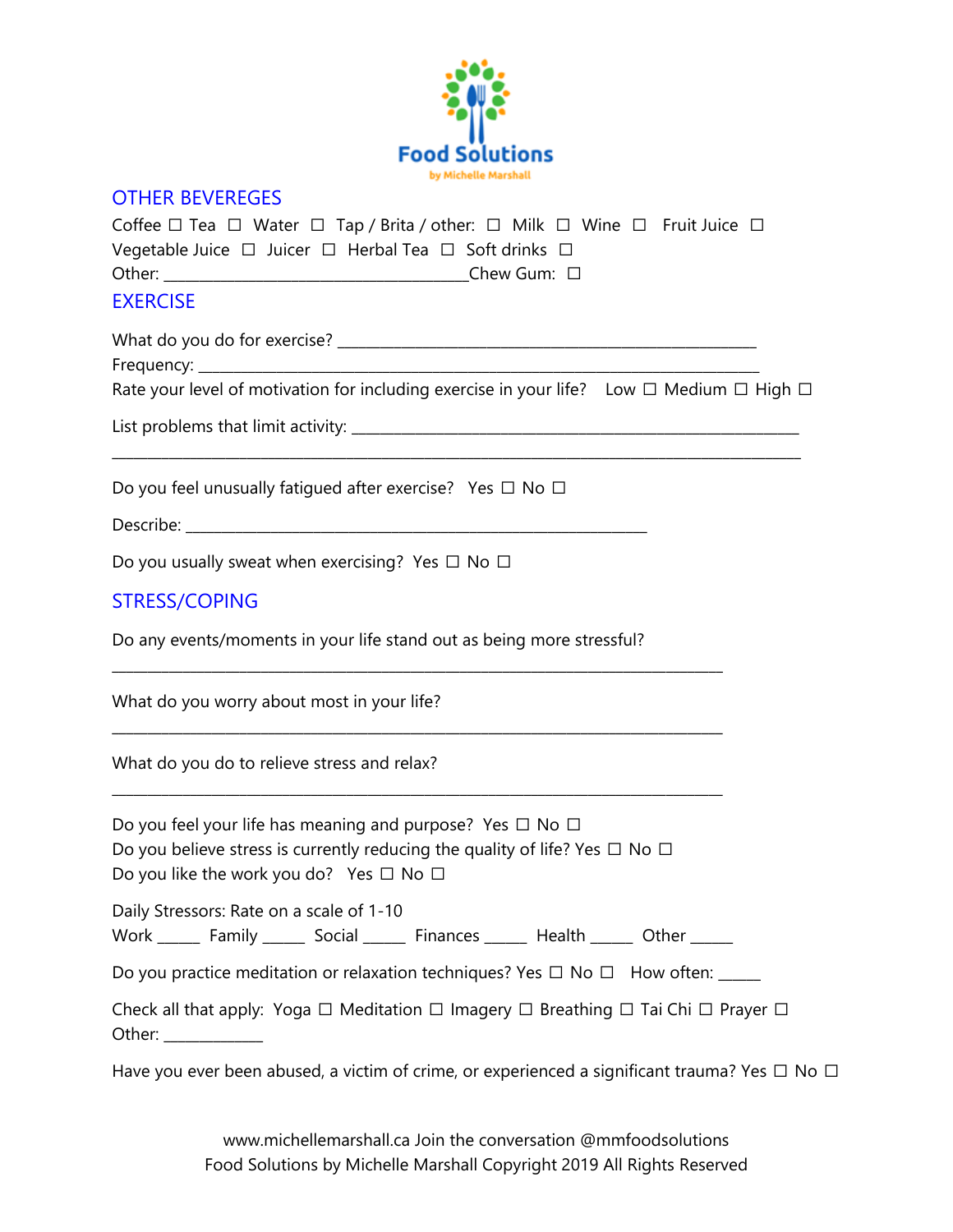## OTHER BEVEREGES

Coffee ☐ Tea ☐ Water ☐ Tap / Brita / other: ☐ Milk ☐ Wine ☐ Fruit Juice ☐
Vegetable Juice ☐ Juicer ☐ Herbal Tea ☐ Soft drinks ☐
Other: ______________________________________Chew Gum: ☐

## EXERCISE

What do you do for exercise? ____________________________________________________
Frequency: ______________________________________________________________________
Rate your level of motivation for including exercise in your life? Low ☐ Medium ☐ High ☐

List problems that limit activity: _________________________________________________
________________________________________________________________________________

Do you feel unusually fatigued after exercise? Yes ☐ No ☐

Describe: ________________________________________________________

Do you usually sweat when exercising? Yes ☐ No ☐

## STRESS/COPING

Do any events/moments in your life stand out as being more stressful?
____________________________________________________________________________

What do you worry about most in your life?
____________________________________________________________________________

What do you do to relieve stress and relax?
____________________________________________________________________________

Do you feel your life has meaning and purpose? Yes ☐ No ☐
Do you believe stress is currently reducing the quality of life? Yes ☐ No ☐
Do you like the work you do? Yes ☐ No ☐

Daily Stressors: Rate on a scale of 1-10
Work _____ Family _____ Social _____ Finances _____ Health _____ Other _____

Do you practice meditation or relaxation techniques? Yes ☐ No ☐ How often: _____

Check all that apply: Yoga ☐ Meditation ☐ Imagery ☐ Breathing ☐ Tai Chi ☐ Prayer ☐
Other: ____________

Have you ever been abused, a victim of crime, or experienced a significant trauma? Yes ☐ No ☐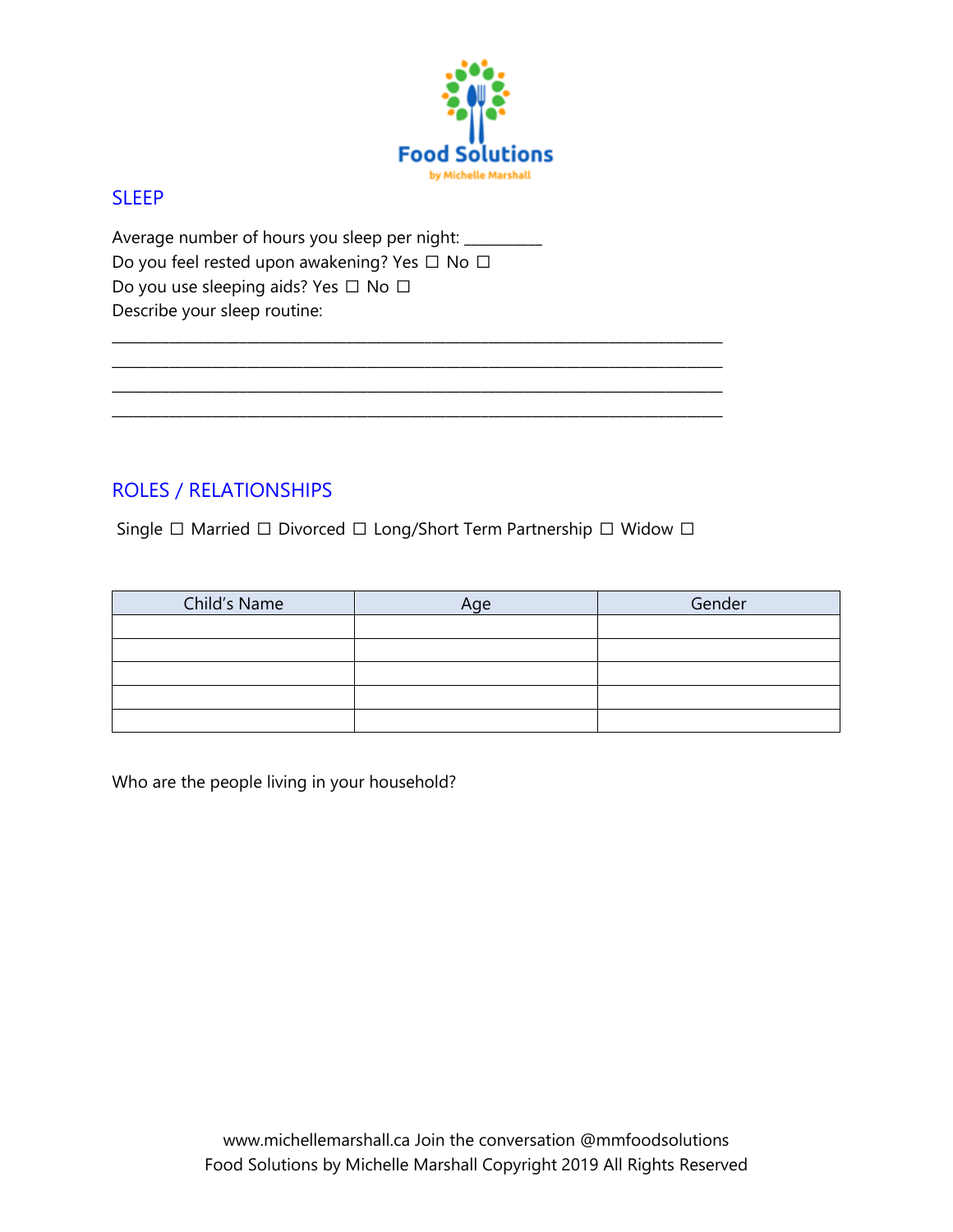## SLEEP

Average number of hours you sleep per night: __________
Do you feel rested upon awakening? Yes ☐ No ☐
Do you use sleeping aids? Yes ☐ No ☐
Describe your sleep routine:

________________________________________________________________________________
________________________________________________________________________________
________________________________________________________________________________
________________________________________________________________________________

## ROLES / RELATIONSHIPS

Single ☐ Married ☐ Divorced ☐ Long/Short Term Partnership ☐ Widow ☐

| Child's Name | Age | Gender |
|---|---|---|
| | | |
| | | |
| | | |
| | | |
| | | |

Who are the people living in your household?

www.michellemarshall.ca Join the conversation @mmfoodsolutions
Food Solutions by Michelle Marshall Copyright 2019 All Rights Reserved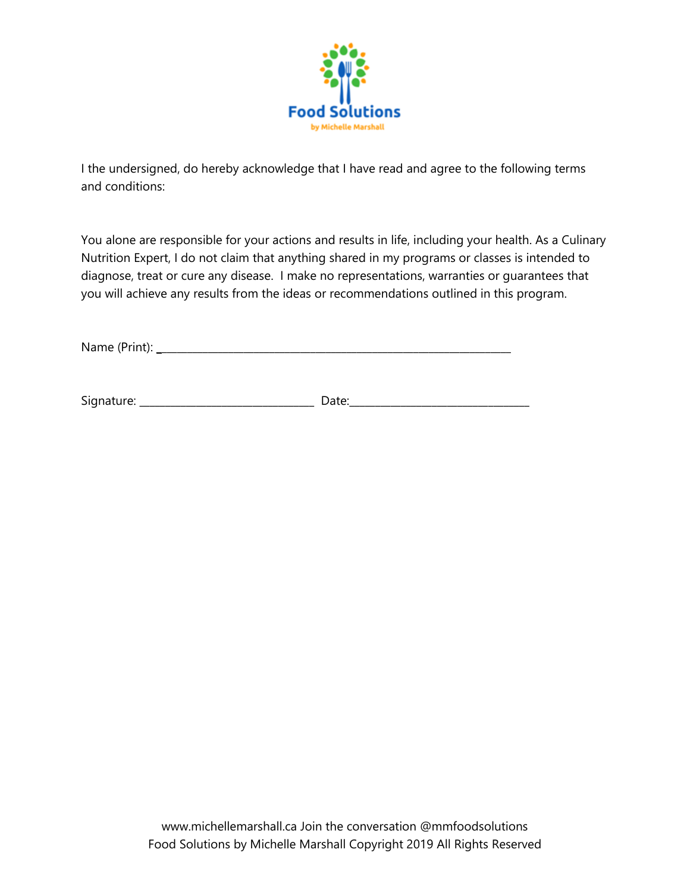Food Solutions

by Michelle Marshall

I the undersigned, do hereby acknowledge that I have read and agree to the following terms and conditions:

You alone are responsible for your actions and results in life, including your health. As a Culinary Nutrition Expert, I do not claim that anything shared in my programs or classes is intended to diagnose, treat or cure any disease. I make no representations, warranties or guarantees that you will achieve any results from the ideas or recommendations outlined in this program.

Name (Print): ________________________________________________________________

Signature: ______________________________ Date:________________________________

www.michellemarshall.ca Join the conversation @mmfoodsolutions

Food Solutions by Michelle Marshall Copyright 2019 All Rights Reserved